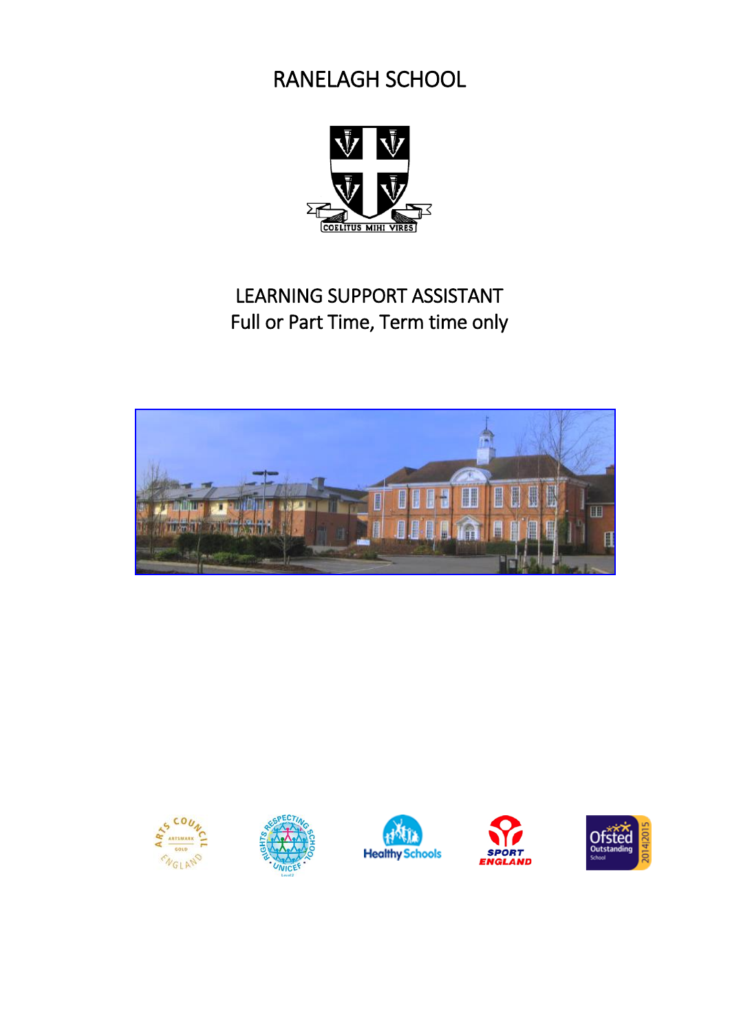# RANELAGH SCHOOL

COELITUS MIHI VIRES

## LEARNING SUPPORT ASSISTANT
Full or Part Time, Term time only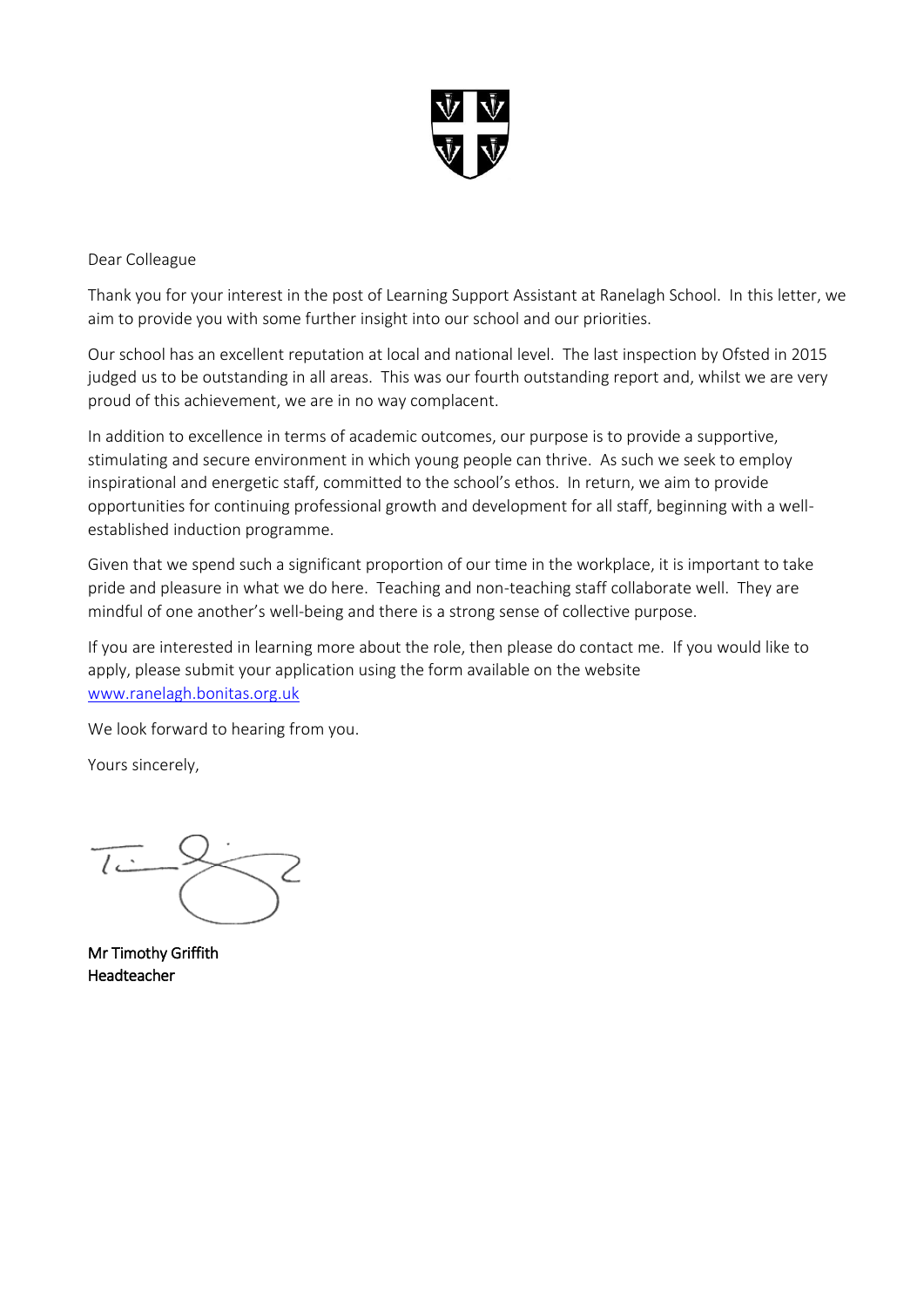Dear Colleague

Thank you for your interest in the post of Learning Support Assistant at Ranelagh School. In this letter, we aim to provide you with some further insight into our school and our priorities.

Our school has an excellent reputation at local and national level. The last inspection by Ofsted in 2015 judged us to be outstanding in all areas. This was our fourth outstanding report and, whilst we are very proud of this achievement, we are in no way complacent.

In addition to excellence in terms of academic outcomes, our purpose is to provide a supportive, stimulating and secure environment in which young people can thrive. As such we seek to employ inspirational and energetic staff, committed to the school's ethos. In return, we aim to provide opportunities for continuing professional growth and development for all staff, beginning with a well-established induction programme.

Given that we spend such a significant proportion of our time in the workplace, it is important to take pride and pleasure in what we do here. Teaching and non-teaching staff collaborate well. They are mindful of one another's well-being and there is a strong sense of collective purpose.

If you are interested in learning more about the role, then please do contact me. If you would like to apply, please submit your application using the form available on the website [www.ranelagh.bonitas.org.uk](http://www.ranelagh.bonitas.org.uk)

We look forward to hearing from you.

Yours sincerely,

Mr Timothy Griffith
Headteacher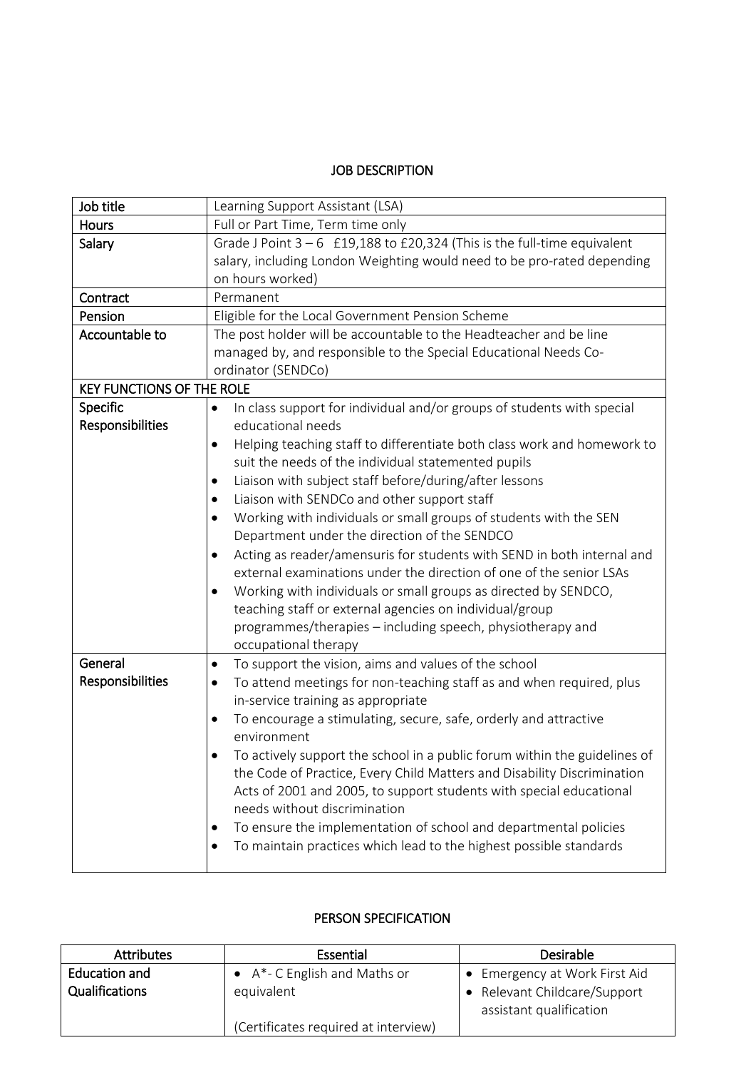## JOB DESCRIPTION

| Job title | Learning Support Assistant (LSA) |
|---|---|
| Hours | Full or Part Time, Term time only |
| Salary | Grade J Point 3 – 6 £19,188 to £20,324 (This is the full-time equivalent salary, including London Weighting would need to be pro-rated depending on hours worked) |
| Contract | Permanent |
| Pension | Eligible for the Local Government Pension Scheme |
| Accountable to | The post holder will be accountable to the Headteacher and be line managed by, and responsible to the Special Educational Needs Co-ordinator (SENDCo) |
| **KEY FUNCTIONS OF THE ROLE** | |
| Specific Responsibilities | • In class support for individual and/or groups of students with special educational needs<br>• Helping teaching staff to differentiate both class work and homework to suit the needs of the individual statemented pupils<br>• Liaison with subject staff before/during/after lessons<br>• Liaison with SENDCo and other support staff<br>• Working with individuals or small groups of students with the SEN Department under the direction of the SENDCO<br>• Acting as reader/amensuris for students with SEND in both internal and external examinations under the direction of one of the senior LSAs<br>• Working with individuals or small groups as directed by SENDCO, teaching staff or external agencies on individual/group programmes/therapies – including speech, physiotherapy and occupational therapy |
| General Responsibilities | • To support the vision, aims and values of the school<br>• To attend meetings for non-teaching staff as and when required, plus in-service training as appropriate<br>• To encourage a stimulating, secure, safe, orderly and attractive environment<br>• To actively support the school in a public forum within the guidelines of the Code of Practice, Every Child Matters and Disability Discrimination Acts of 2001 and 2005, to support students with special educational needs without discrimination<br>• To ensure the implementation of school and departmental policies<br>• To maintain practices which lead to the highest possible standards |

## PERSON SPECIFICATION

| Attributes | Essential | Desirable |
|---|---|---|
| Education and Qualifications | • A*- C English and Maths or equivalent<br><br>(Certificates required at interview) | • Emergency at Work First Aid<br>• Relevant Childcare/Support assistant qualification |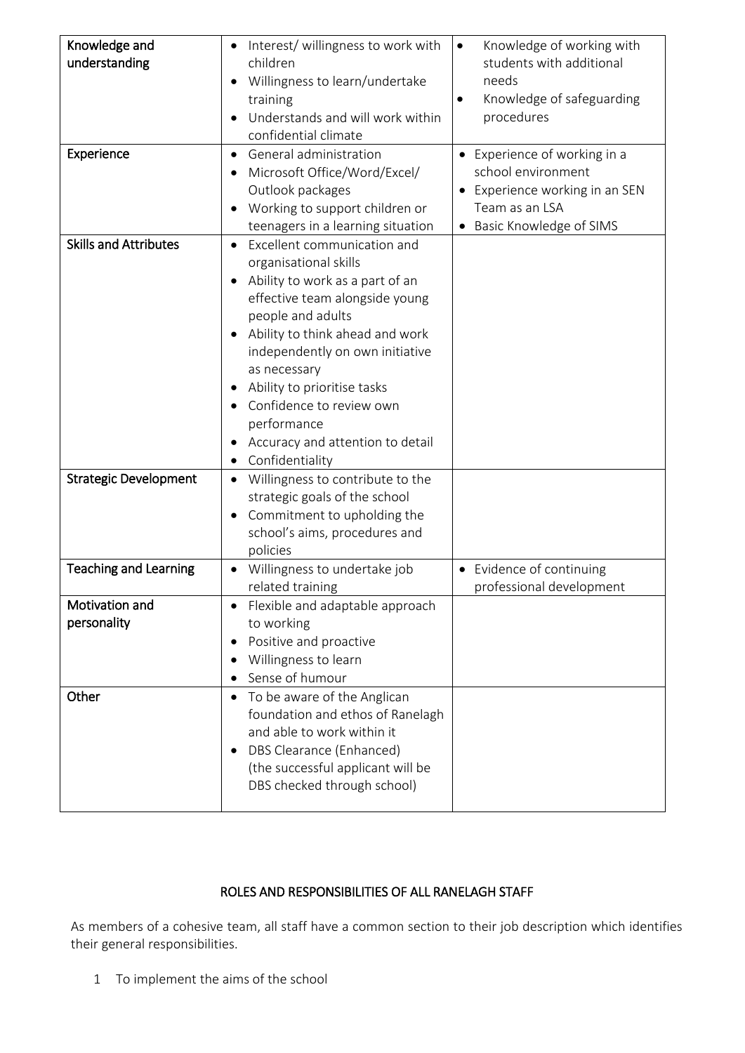| | | |
|---|---|---|
| Knowledge and understanding | • Interest/ willingness to work with children<br>• Willingness to learn/undertake training<br>• Understands and will work within confidential climate | • Knowledge of working with students with additional needs<br>• Knowledge of safeguarding procedures |
| Experience | • General administration<br>• Microsoft Office/Word/Excel/ Outlook packages<br>• Working to support children or teenagers in a learning situation | • Experience of working in a school environment<br>• Experience working in an SEN Team as an LSA<br>• Basic Knowledge of SIMS |
| Skills and Attributes | • Excellent communication and organisational skills<br>• Ability to work as a part of an effective team alongside young people and adults<br>• Ability to think ahead and work independently on own initiative as necessary<br>• Ability to prioritise tasks<br>• Confidence to review own performance<br>• Accuracy and attention to detail<br>• Confidentiality | |
| Strategic Development | • Willingness to contribute to the strategic goals of the school<br>• Commitment to upholding the school's aims, procedures and policies | |
| Teaching and Learning | • Willingness to undertake job related training | • Evidence of continuing professional development |
| Motivation and personality | • Flexible and adaptable approach to working<br>• Positive and proactive<br>• Willingness to learn<br>• Sense of humour | |
| Other | • To be aware of the Anglican foundation and ethos of Ranelagh and able to work within it<br>• DBS Clearance (Enhanced) (the successful applicant will be DBS checked through school) | |

## ROLES AND RESPONSIBILITIES OF ALL RANELAGH STAFF

As members of a cohesive team, all staff have a common section to their job description which identifies their general responsibilities.

1 To implement the aims of the school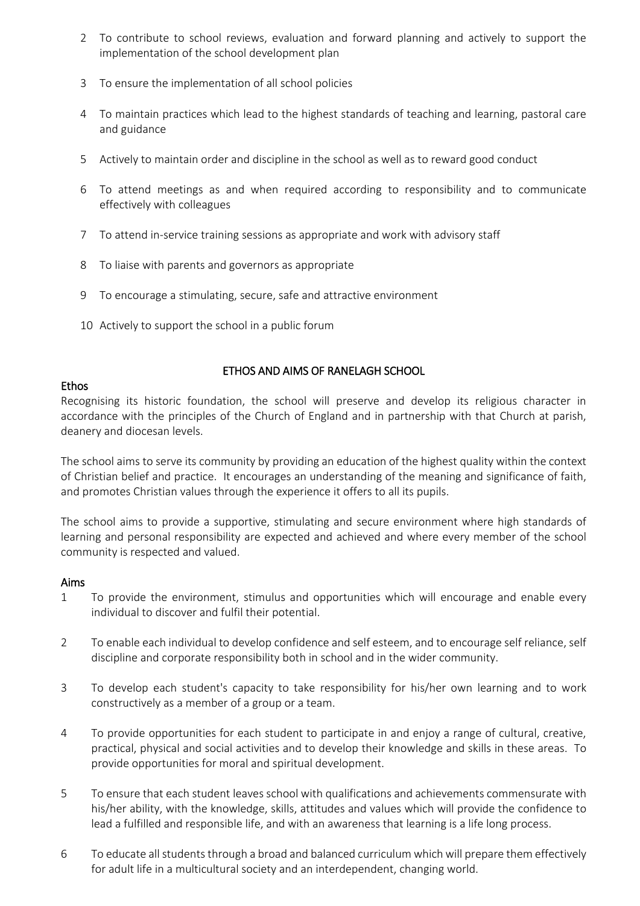2. To contribute to school reviews, evaluation and forward planning and actively to support the implementation of the school development plan
3. To ensure the implementation of all school policies
4. To maintain practices which lead to the highest standards of teaching and learning, pastoral care and guidance
5. Actively to maintain order and discipline in the school as well as to reward good conduct
6. To attend meetings as and when required according to responsibility and to communicate effectively with colleagues
7. To attend in-service training sessions as appropriate and work with advisory staff
8. To liaise with parents and governors as appropriate
9. To encourage a stimulating, secure, safe and attractive environment
10. Actively to support the school in a public forum

## ETHOS AND AIMS OF RANELAGH SCHOOL

### Ethos

Recognising its historic foundation, the school will preserve and develop its religious character in accordance with the principles of the Church of England and in partnership with that Church at parish, deanery and diocesan levels.

The school aims to serve its community by providing an education of the highest quality within the context of Christian belief and practice. It encourages an understanding of the meaning and significance of faith, and promotes Christian values through the experience it offers to all its pupils.

The school aims to provide a supportive, stimulating and secure environment where high standards of learning and personal responsibility are expected and achieved and where every member of the school community is respected and valued.

### Aims

1. To provide the environment, stimulus and opportunities which will encourage and enable every individual to discover and fulfil their potential.
2. To enable each individual to develop confidence and self esteem, and to encourage self reliance, self discipline and corporate responsibility both in school and in the wider community.
3. To develop each student's capacity to take responsibility for his/her own learning and to work constructively as a member of a group or a team.
4. To provide opportunities for each student to participate in and enjoy a range of cultural, creative, practical, physical and social activities and to develop their knowledge and skills in these areas. To provide opportunities for moral and spiritual development.
5. To ensure that each student leaves school with qualifications and achievements commensurate with his/her ability, with the knowledge, skills, attitudes and values which will provide the confidence to lead a fulfilled and responsible life, and with an awareness that learning is a life long process.
6. To educate all students through a broad and balanced curriculum which will prepare them effectively for adult life in a multicultural society and an interdependent, changing world.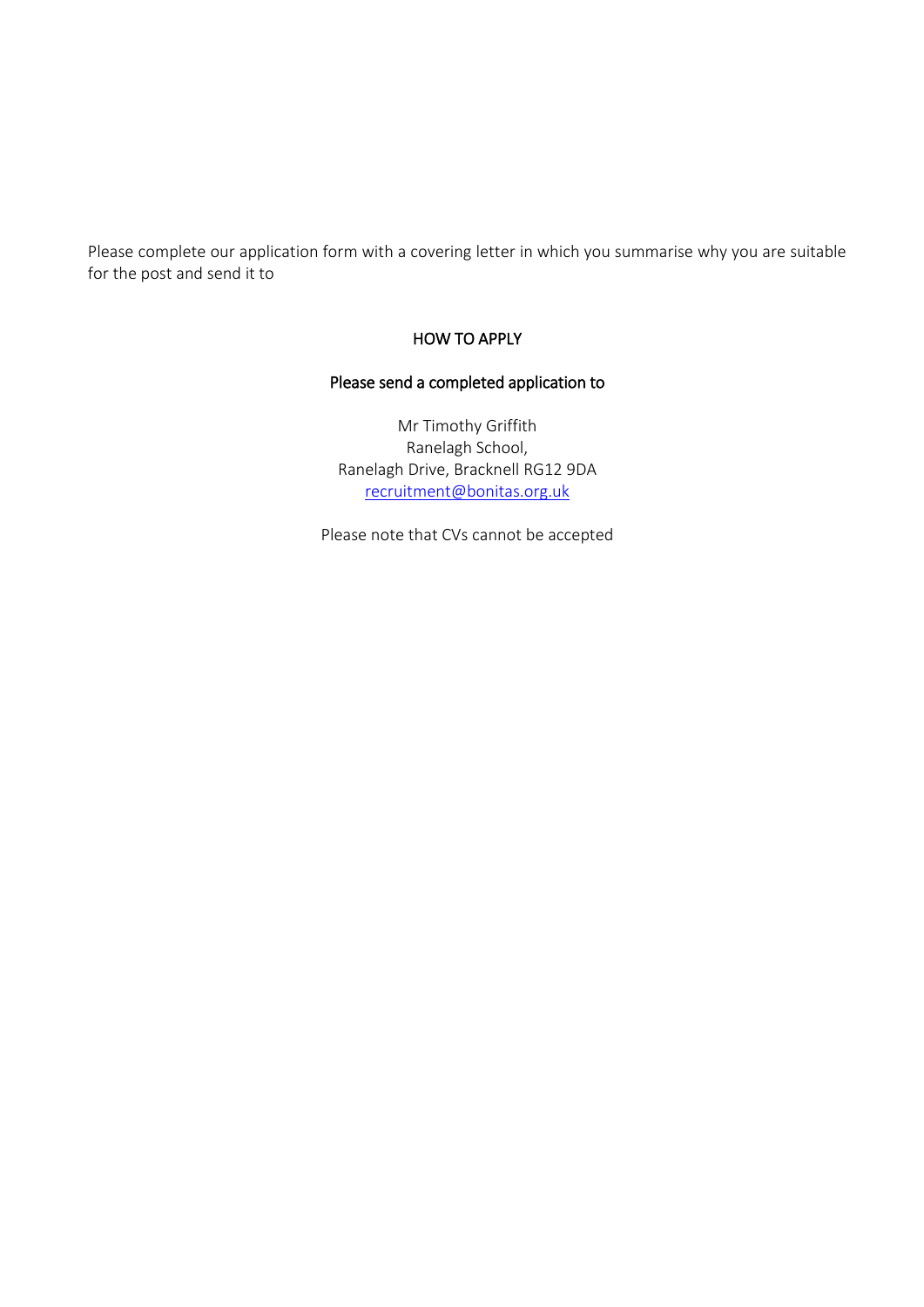Please complete our application form with a covering letter in which you summarise why you are suitable for the post and send it to

## HOW TO APPLY

### Please send a completed application to

Mr Timothy Griffith
Ranelagh School,
Ranelagh Drive, Bracknell RG12 9DA
recruitment@bonitas.org.uk

Please note that CVs cannot be accepted